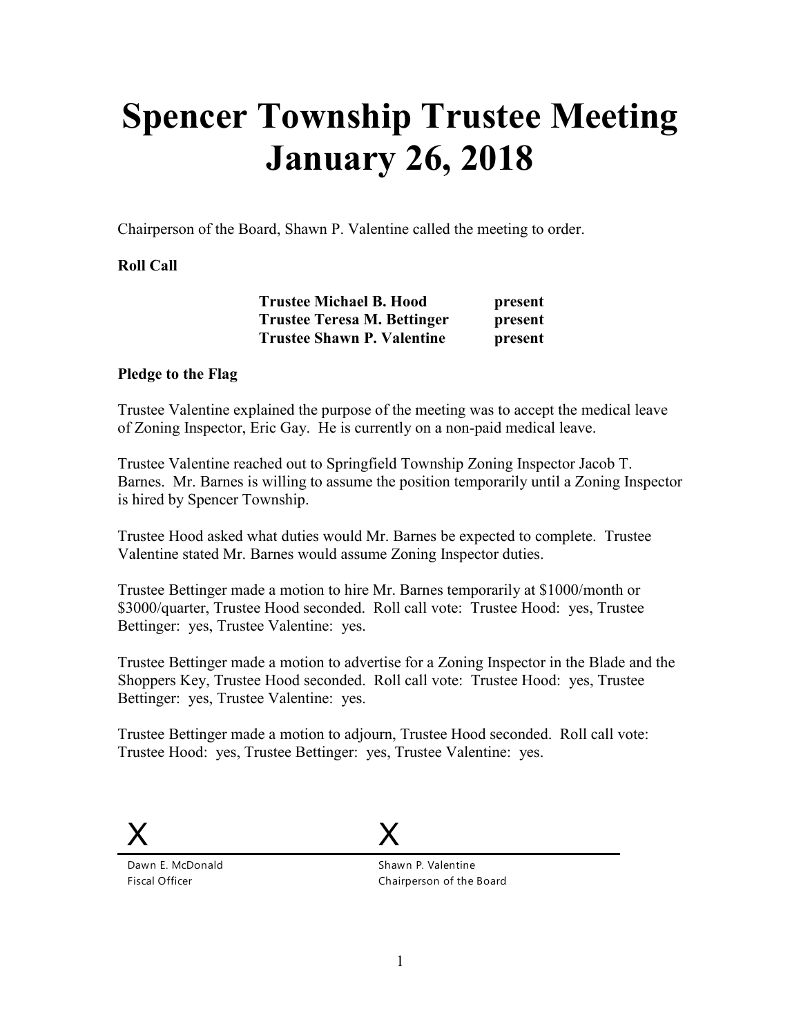# Spencer Township Trustee Meeting
# January 26, 2018

Chairperson of the Board, Shawn P. Valentine called the meeting to order.

**Roll Call**

| | |
|---|---|
| **Trustee Michael B. Hood** | **present** |
| **Trustee Teresa M. Bettinger** | **present** |
| **Trustee Shawn P. Valentine** | **present** |

**Pledge to the Flag**

Trustee Valentine explained the purpose of the meeting was to accept the medical leave of Zoning Inspector, Eric Gay. He is currently on a non-paid medical leave.

Trustee Valentine reached out to Springfield Township Zoning Inspector Jacob T. Barnes. Mr. Barnes is willing to assume the position temporarily until a Zoning Inspector is hired by Spencer Township.

Trustee Hood asked what duties would Mr. Barnes be expected to complete. Trustee Valentine stated Mr. Barnes would assume Zoning Inspector duties.

Trustee Bettinger made a motion to hire Mr. Barnes temporarily at $1000/month or $3000/quarter, Trustee Hood seconded. Roll call vote: Trustee Hood: yes, Trustee Bettinger: yes, Trustee Valentine: yes.

Trustee Bettinger made a motion to advertise for a Zoning Inspector in the Blade and the Shoppers Key, Trustee Hood seconded. Roll call vote: Trustee Hood: yes, Trustee Bettinger: yes, Trustee Valentine: yes.

Trustee Bettinger made a motion to adjourn, Trustee Hood seconded. Roll call vote: Trustee Hood: yes, Trustee Bettinger: yes, Trustee Valentine: yes.

X

Dawn E. McDonald
Fiscal Officer

X

Shawn P. Valentine
Chairperson of the Board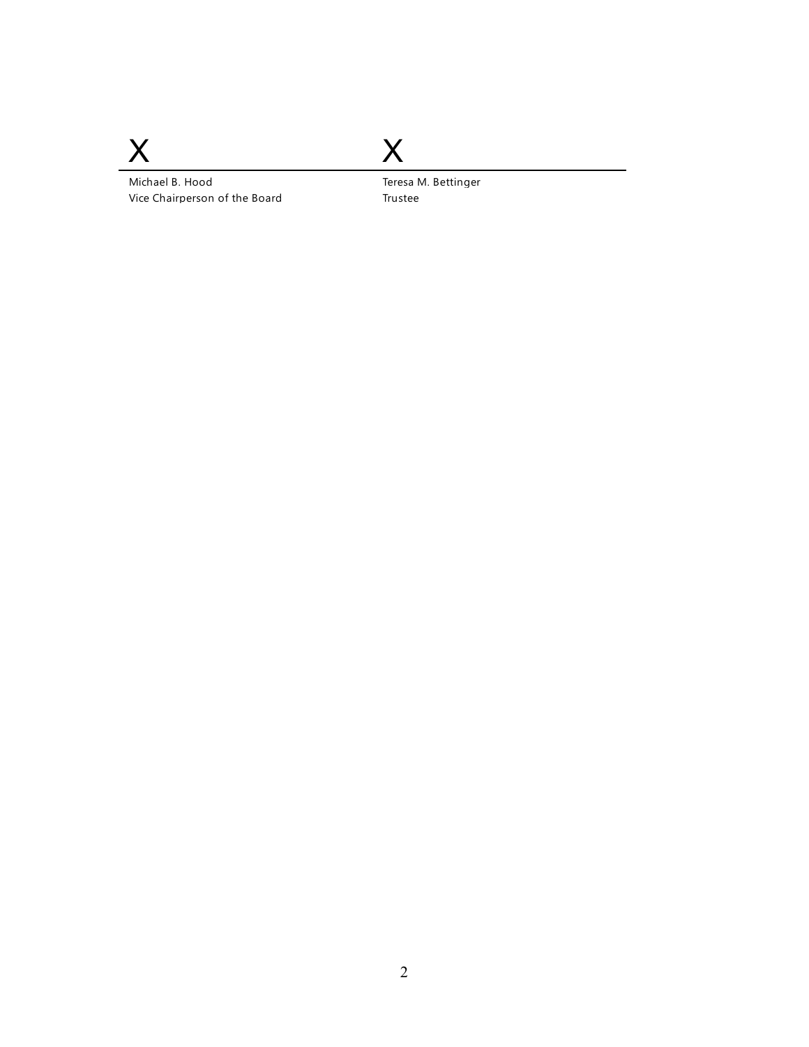| | |
|---|---|
| X | X |
| Michael B. Hood<br>Vice Chairperson of the Board | Teresa M. Bettinger<br>Trustee |